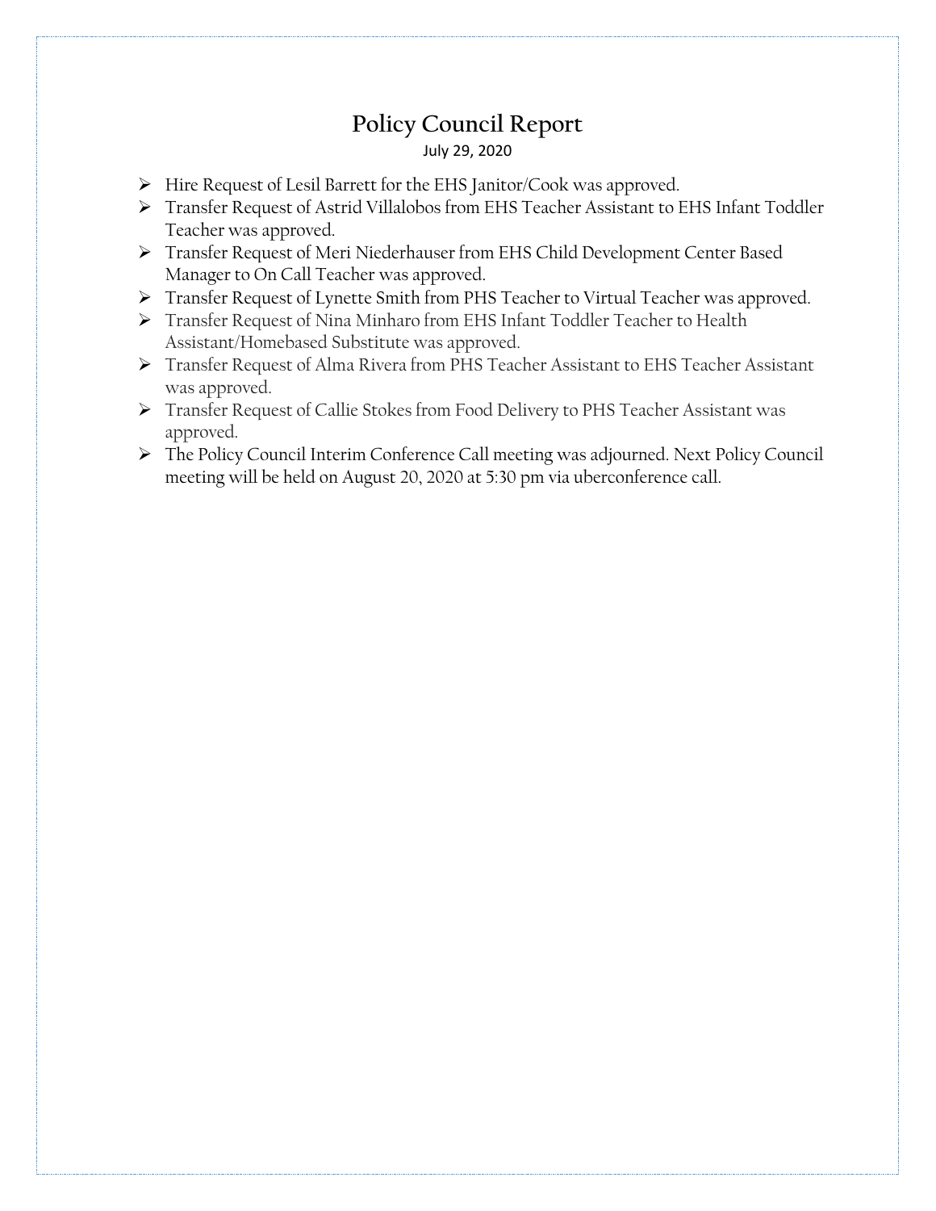# Policy Council Report

July 29, 2020

- Hire Request of Lesil Barrett for the EHS Janitor/Cook was approved.
- Transfer Request of Astrid Villalobos from EHS Teacher Assistant to EHS Infant Toddler Teacher was approved.
- Transfer Request of Meri Niederhauser from EHS Child Development Center Based Manager to On Call Teacher was approved.
- Transfer Request of Lynette Smith from PHS Teacher to Virtual Teacher was approved.
- Transfer Request of Nina Minharo from EHS Infant Toddler Teacher to Health Assistant/Homebased Substitute was approved.
- Transfer Request of Alma Rivera from PHS Teacher Assistant to EHS Teacher Assistant was approved.
- Transfer Request of Callie Stokes from Food Delivery to PHS Teacher Assistant was approved.
- The Policy Council Interim Conference Call meeting was adjourned. Next Policy Council meeting will be held on August 20, 2020 at 5:30 pm via uberconference call.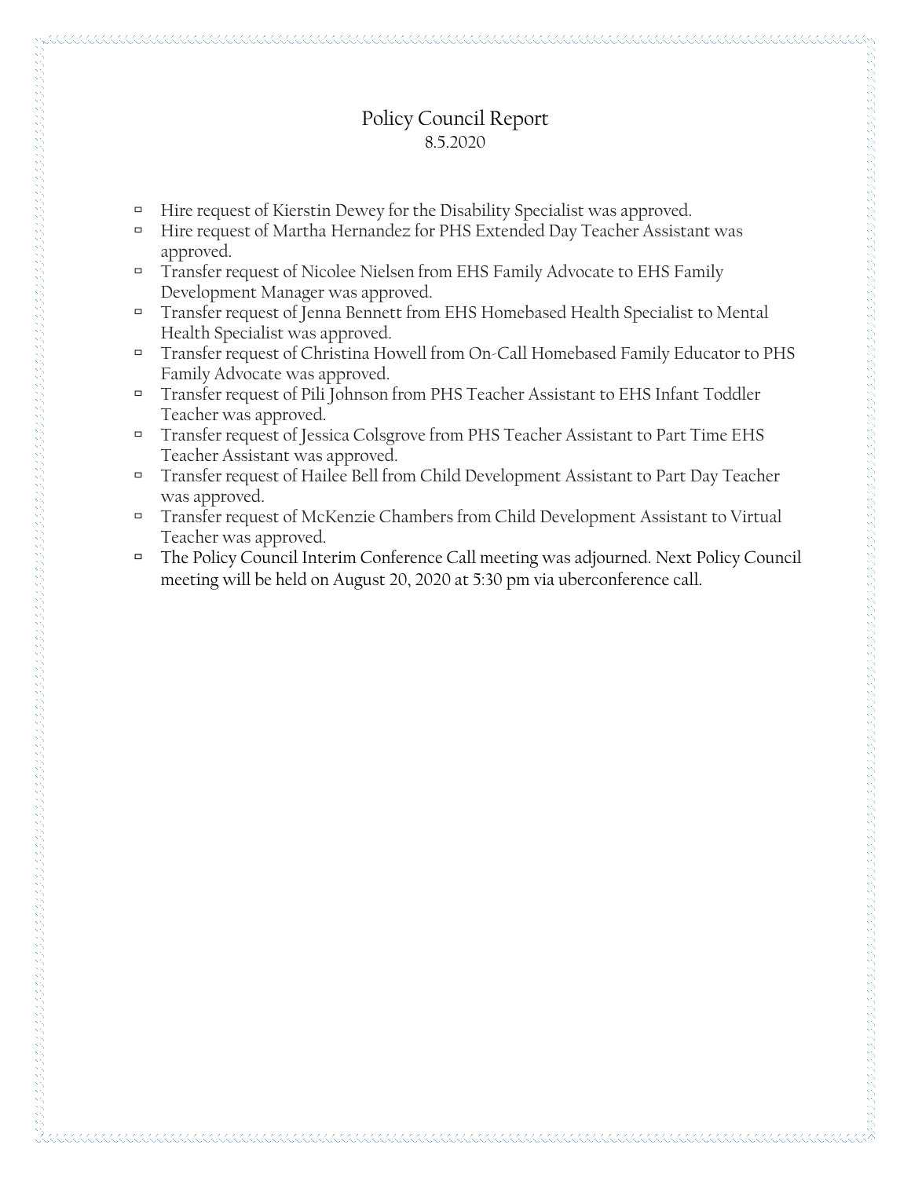# Policy Council Report

8.5.2020

- Hire request of Kierstin Dewey for the Disability Specialist was approved.
- Hire request of Martha Hernandez for PHS Extended Day Teacher Assistant was approved.
- Transfer request of Nicolee Nielsen from EHS Family Advocate to EHS Family Development Manager was approved.
- Transfer request of Jenna Bennett from EHS Homebased Health Specialist to Mental Health Specialist was approved.
- Transfer request of Christina Howell from On-Call Homebased Family Educator to PHS Family Advocate was approved.
- Transfer request of Pili Johnson from PHS Teacher Assistant to EHS Infant Toddler Teacher was approved.
- Transfer request of Jessica Colsgrove from PHS Teacher Assistant to Part Time EHS Teacher Assistant was approved.
- Transfer request of Hailee Bell from Child Development Assistant to Part Day Teacher was approved.
- Transfer request of McKenzie Chambers from Child Development Assistant to Virtual Teacher was approved.
- The Policy Council Interim Conference Call meeting was adjourned. Next Policy Council meeting will be held on August 20, 2020 at 5:30 pm via uberconference call.